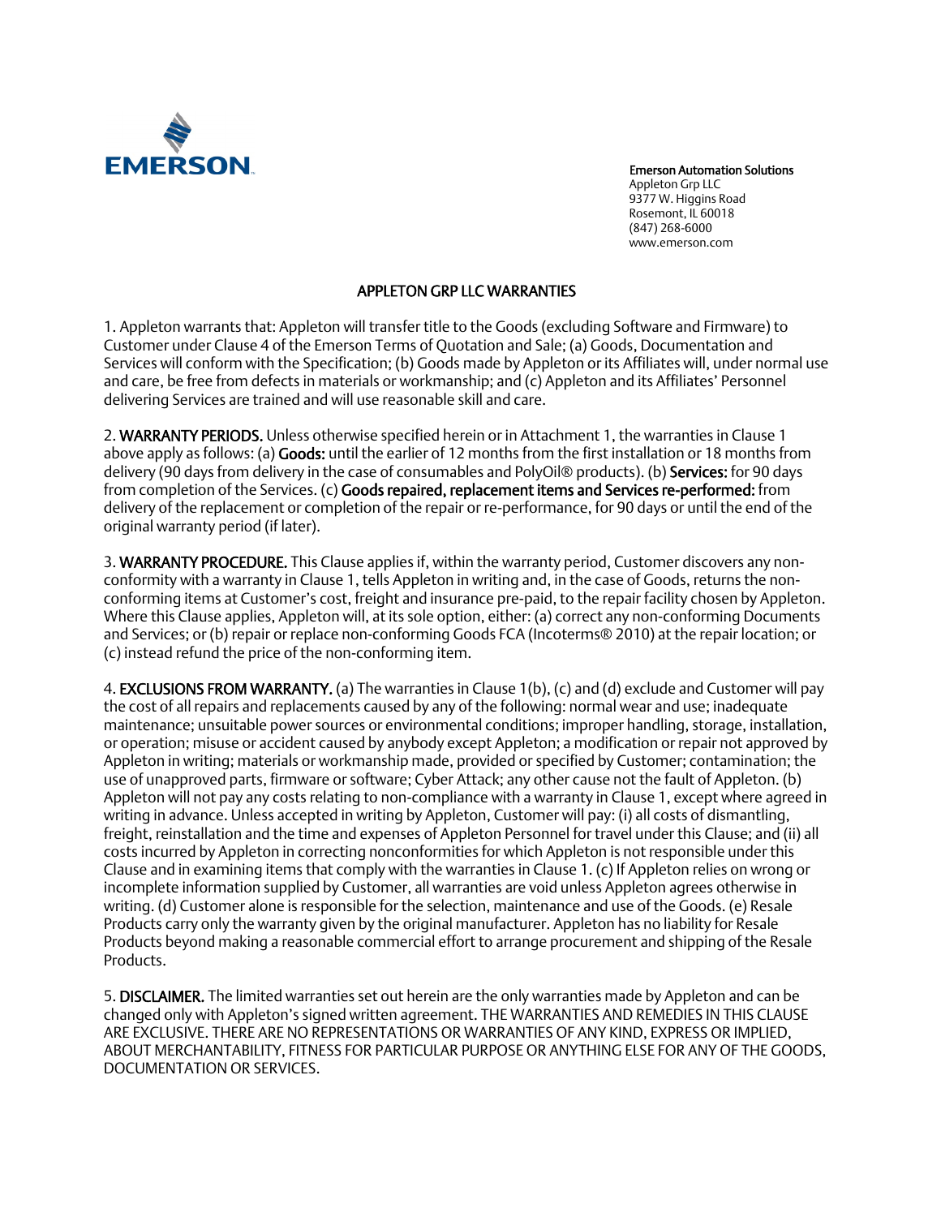**EMERSON**

**Emerson Automation Solutions**
Appleton Grp LLC
9377 W. Higgins Road
Rosemont, IL 60018
(847) 268-6000
www.emerson.com

# APPLETON GRP LLC WARRANTIES

1. Appleton warrants that: Appleton will transfer title to the Goods (excluding Software and Firmware) to Customer under Clause 4 of the Emerson Terms of Quotation and Sale; (a) Goods, Documentation and Services will conform with the Specification; (b) Goods made by Appleton or its Affiliates will, under normal use and care, be free from defects in materials or workmanship; and (c) Appleton and its Affiliates' Personnel delivering Services are trained and will use reasonable skill and care.

2. **WARRANTY PERIODS.** Unless otherwise specified herein or in Attachment 1, the warranties in Clause 1 above apply as follows: (a) **Goods:** until the earlier of 12 months from the first installation or 18 months from delivery (90 days from delivery in the case of consumables and PolyOil® products). (b) **Services:** for 90 days from completion of the Services. (c) **Goods repaired, replacement items and Services re-performed:** from delivery of the replacement or completion of the repair or re-performance, for 90 days or until the end of the original warranty period (if later).

3. **WARRANTY PROCEDURE.** This Clause applies if, within the warranty period, Customer discovers any non-conformity with a warranty in Clause 1, tells Appleton in writing and, in the case of Goods, returns the non-conforming items at Customer's cost, freight and insurance pre-paid, to the repair facility chosen by Appleton. Where this Clause applies, Appleton will, at its sole option, either: (a) correct any non-conforming Documents and Services; or (b) repair or replace non-conforming Goods FCA (Incoterms® 2010) at the repair location; or (c) instead refund the price of the non-conforming item.

4. **EXCLUSIONS FROM WARRANTY.** (a) The warranties in Clause 1(b), (c) and (d) exclude and Customer will pay the cost of all repairs and replacements caused by any of the following: normal wear and use; inadequate maintenance; unsuitable power sources or environmental conditions; improper handling, storage, installation, or operation; misuse or accident caused by anybody except Appleton; a modification or repair not approved by Appleton in writing; materials or workmanship made, provided or specified by Customer; contamination; the use of unapproved parts, firmware or software; Cyber Attack; any other cause not the fault of Appleton. (b) Appleton will not pay any costs relating to non-compliance with a warranty in Clause 1, except where agreed in writing in advance. Unless accepted in writing by Appleton, Customer will pay: (i) all costs of dismantling, freight, reinstallation and the time and expenses of Appleton Personnel for travel under this Clause; and (ii) all costs incurred by Appleton in correcting nonconformities for which Appleton is not responsible under this Clause and in examining items that comply with the warranties in Clause 1. (c) If Appleton relies on wrong or incomplete information supplied by Customer, all warranties are void unless Appleton agrees otherwise in writing. (d) Customer alone is responsible for the selection, maintenance and use of the Goods. (e) Resale Products carry only the warranty given by the original manufacturer. Appleton has no liability for Resale Products beyond making a reasonable commercial effort to arrange procurement and shipping of the Resale Products.

5. **DISCLAIMER.** The limited warranties set out herein are the only warranties made by Appleton and can be changed only with Appleton's signed written agreement. THE WARRANTIES AND REMEDIES IN THIS CLAUSE ARE EXCLUSIVE. THERE ARE NO REPRESENTATIONS OR WARRANTIES OF ANY KIND, EXPRESS OR IMPLIED, ABOUT MERCHANTABILITY, FITNESS FOR PARTICULAR PURPOSE OR ANYTHING ELSE FOR ANY OF THE GOODS, DOCUMENTATION OR SERVICES.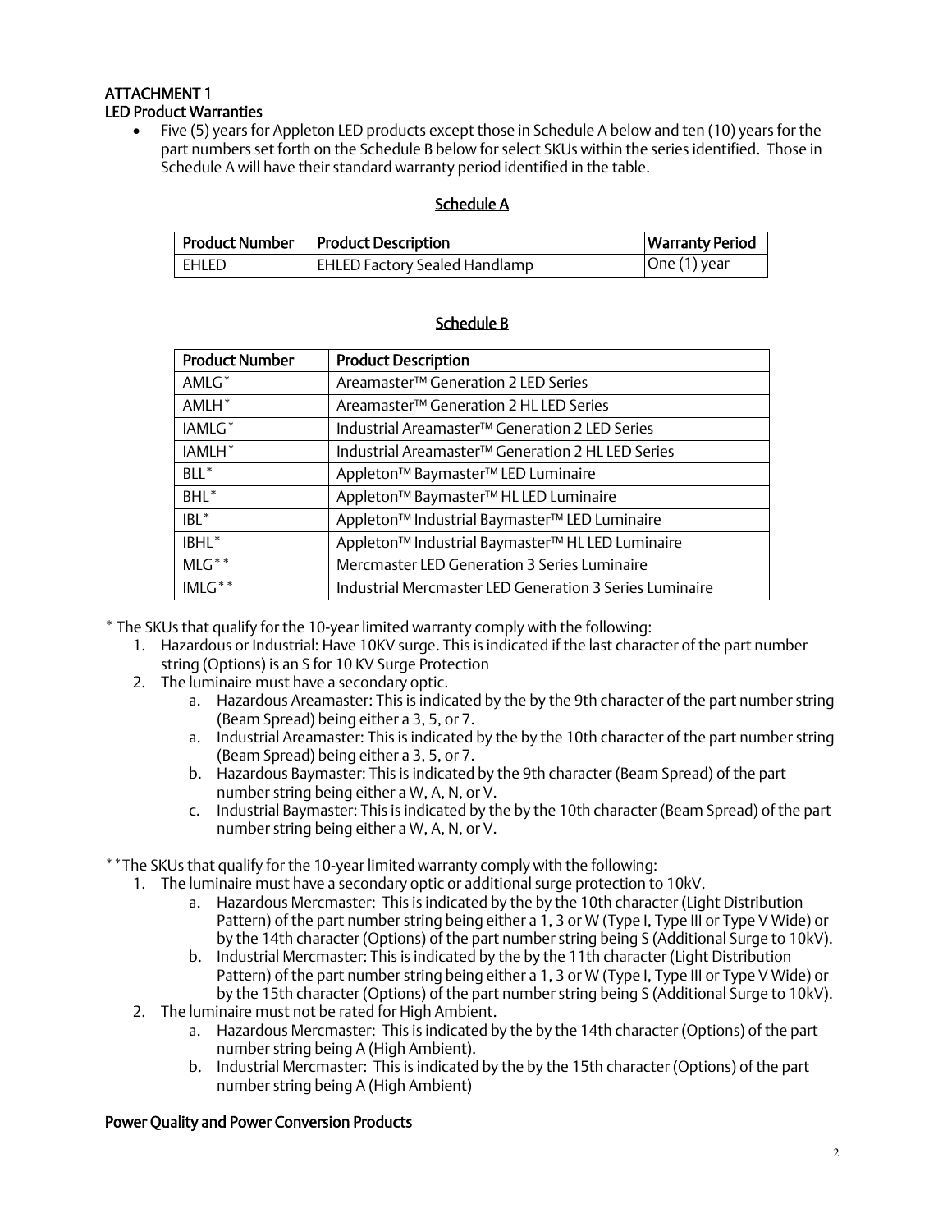# ATTACHMENT 1

## LED Product Warranties

- Five (5) years for Appleton LED products except those in Schedule A below and ten (10) years for the part numbers set forth on the Schedule B below for select SKUs within the series identified. Those in Schedule A will have their standard warranty period identified in the table.

### Schedule A

| Product Number | Product Description | Warranty Period |
|---|---|---|
| EHLED | EHLED Factory Sealed Handlamp | One (1) year |

### Schedule B

| Product Number | Product Description |
|---|---|
| AMLG* | Areamaster™ Generation 2 LED Series |
| AMLH* | Areamaster™ Generation 2 HL LED Series |
| IAMLG* | Industrial Areamaster™ Generation 2 LED Series |
| IAMLH* | Industrial Areamaster™ Generation 2 HL LED Series |
| BLL* | Appleton™ Baymaster™ LED Luminaire |
| BHL* | Appleton™ Baymaster™ HL LED Luminaire |
| IBL* | Appleton™ Industrial Baymaster™ LED Luminaire |
| IBHL* | Appleton™ Industrial Baymaster™ HL LED Luminaire |
| MLG** | Mercmaster LED Generation 3 Series Luminaire |
| IMLG** | Industrial Mercmaster LED Generation 3 Series Luminaire |

* The SKUs that qualify for the 10-year limited warranty comply with the following:

1. Hazardous or Industrial: Have 10KV surge. This is indicated if the last character of the part number string (Options) is an S for 10 KV Surge Protection
2. The luminaire must have a secondary optic.
   a. Hazardous Areamaster: This is indicated by the by the 9th character of the part number string (Beam Spread) being either a 3, 5, or 7.
   a. Industrial Areamaster: This is indicated by the by the 10th character of the part number string (Beam Spread) being either a 3, 5, or 7.
   b. Hazardous Baymaster: This is indicated by the 9th character (Beam Spread) of the part number string being either a W, A, N, or V.
   c. Industrial Baymaster: This is indicated by the by the 10th character (Beam Spread) of the part number string being either a W, A, N, or V.

**The SKUs that qualify for the 10-year limited warranty comply with the following:

1. The luminaire must have a secondary optic or additional surge protection to 10kV.
   a. Hazardous Mercmaster: This is indicated by the by the 10th character (Light Distribution Pattern) of the part number string being either a 1, 3 or W (Type I, Type III or Type V Wide) or by the 14th character (Options) of the part number string being S (Additional Surge to 10kV).
   b. Industrial Mercmaster: This is indicated by the by the 11th character (Light Distribution Pattern) of the part number string being either a 1, 3 or W (Type I, Type III or Type V Wide) or by the 15th character (Options) of the part number string being S (Additional Surge to 10kV).
2. The luminaire must not be rated for High Ambient.
   a. Hazardous Mercmaster: This is indicated by the by the 14th character (Options) of the part number string being A (High Ambient).
   b. Industrial Mercmaster: This is indicated by the by the 15th character (Options) of the part number string being A (High Ambient)

## Power Quality and Power Conversion Products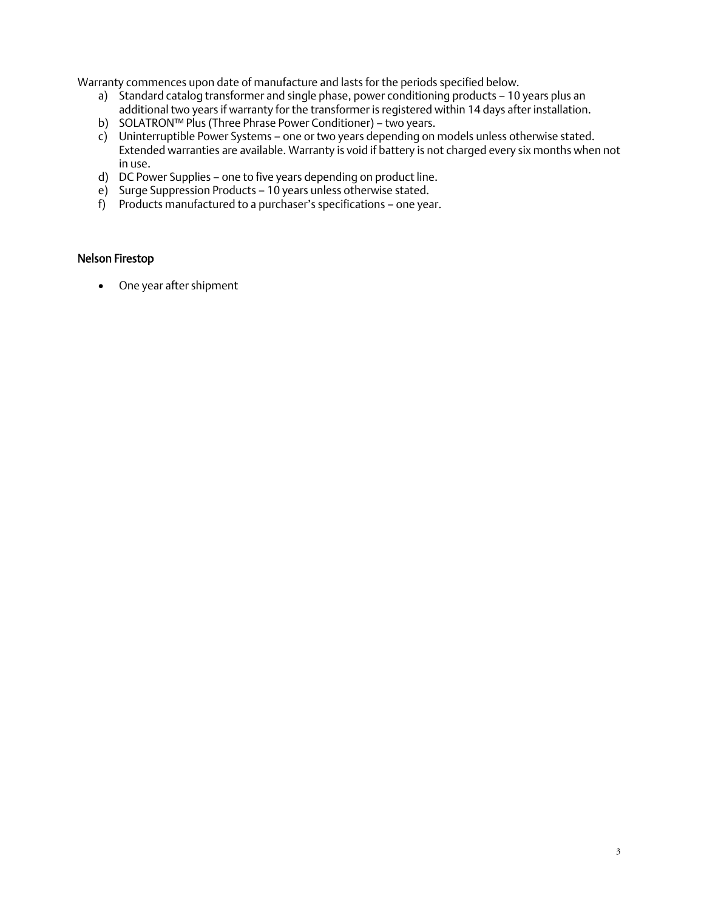Warranty commences upon date of manufacture and lasts for the periods specified below.

a) Standard catalog transformer and single phase, power conditioning products – 10 years plus an additional two years if warranty for the transformer is registered within 14 days after installation.
b) SOLATRON™ Plus (Three Phrase Power Conditioner) – two years.
c) Uninterruptible Power Systems – one or two years depending on models unless otherwise stated. Extended warranties are available. Warranty is void if battery is not charged every six months when not in use.
d) DC Power Supplies – one to five years depending on product line.
e) Surge Suppression Products – 10 years unless otherwise stated.
f) Products manufactured to a purchaser's specifications – one year.

## Nelson Firestop

- One year after shipment